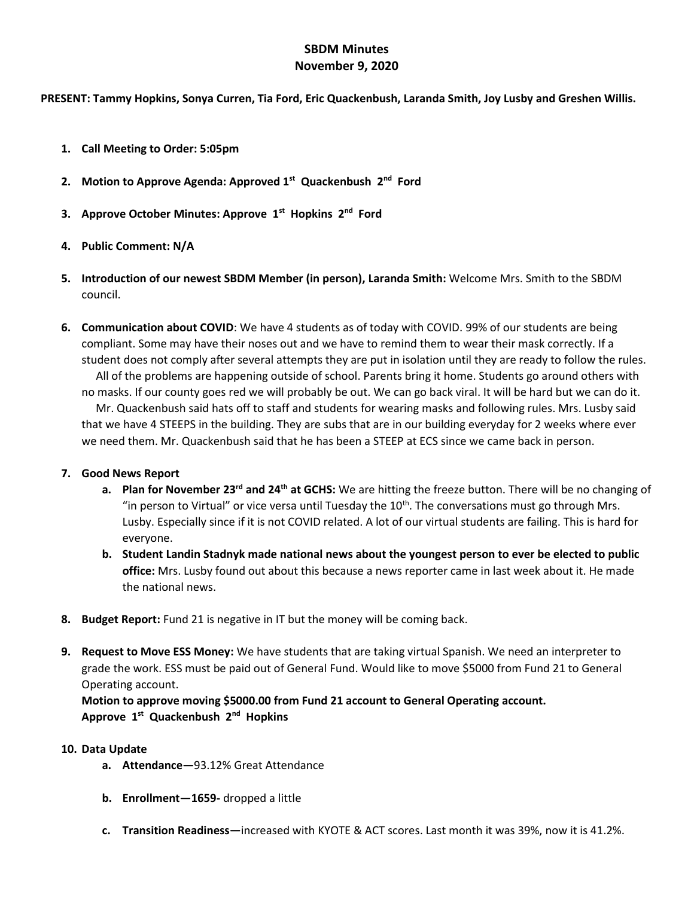# SBDM Minutes
# November 9, 2020

**PRESENT: Tammy Hopkins, Sonya Curren, Tia Ford, Eric Quackenbush, Laranda Smith, Joy Lusby and Greshen Willis.**

1. **Call Meeting to Order: 5:05pm**
2. **Motion to Approve Agenda: Approved 1st Quackenbush 2nd Ford**
3. **Approve October Minutes: Approve 1st Hopkins 2nd Ford**
4. **Public Comment: N/A**
5. **Introduction of our newest SBDM Member (in person), Laranda Smith:** Welcome Mrs. Smith to the SBDM council.
6. **Communication about COVID**: We have 4 students as of today with COVID. 99% of our students are being compliant. Some may have their noses out and we have to remind them to wear their mask correctly. If a student does not comply after several attempts they are put in isolation until they are ready to follow the rules.
   All of the problems are happening outside of school. Parents bring it home. Students go around others with no masks. If our county goes red we will probably be out. We can go back viral. It will be hard but we can do it.
   Mr. Quackenbush said hats off to staff and students for wearing masks and following rules. Mrs. Lusby said that we have 4 STEEPS in the building. They are subs that are in our building everyday for 2 weeks where ever we need them. Mr. Quackenbush said that he has been a STEEP at ECS since we came back in person.
7. **Good News Report**
   a. **Plan for November 23rd and 24th at GCHS:** We are hitting the freeze button. There will be no changing of "in person to Virtual" or vice versa until Tuesday the 10th. The conversations must go through Mrs. Lusby. Especially since if it is not COVID related. A lot of our virtual students are failing. This is hard for everyone.
   b. **Student Landin Stadnyk made national news about the youngest person to ever be elected to public office:** Mrs. Lusby found out about this because a news reporter came in last week about it. He made the national news.
8. **Budget Report:** Fund 21 is negative in IT but the money will be coming back.
9. **Request to Move ESS Money:** We have students that are taking virtual Spanish. We need an interpreter to grade the work. ESS must be paid out of General Fund. Would like to move $5000 from Fund 21 to General Operating account.
   **Motion to approve moving $5000.00 from Fund 21 account to General Operating account.**
   **Approve 1st Quackenbush 2nd Hopkins**
10. **Data Update**
    a. **Attendance—**93.12% Great Attendance
    b. **Enrollment—1659-** dropped a little
    c. **Transition Readiness—**increased with KYOTE & ACT scores. Last month it was 39%, now it is 41.2%.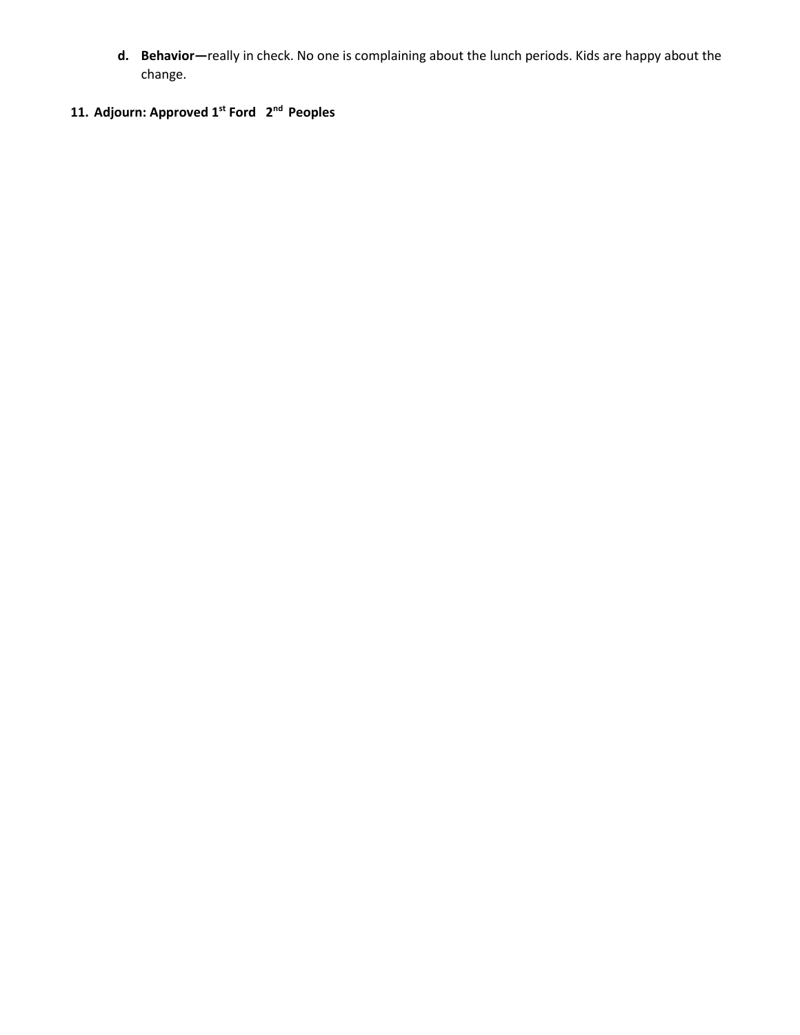d. **Behavior—**really in check. No one is complaining about the lunch periods. Kids are happy about the change.

**11. Adjourn: Approved 1st Ford 2nd Peoples**